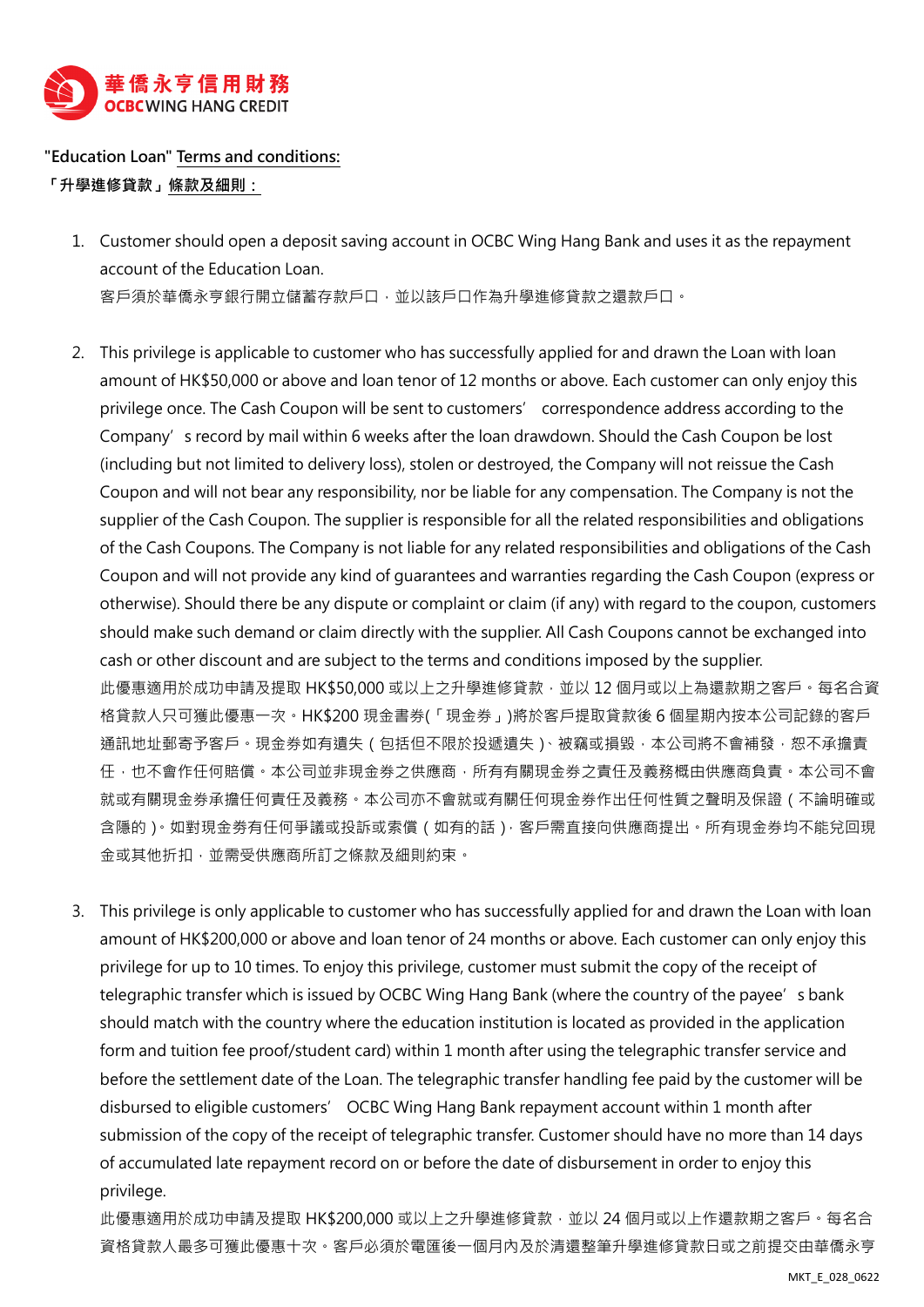華僑永亨信用財務
OCBC WING HANG CREDIT

**"Education Loan" Terms and conditions:**

**「升學進修貸款」條款及細則：**

1. Customer should open a deposit saving account in OCBC Wing Hang Bank and uses it as the repayment account of the Education Loan.
   客戶須於華僑永亨銀行開立儲蓄存款戶口，並以該戶口作為升學進修貸款之還款戶口。

2. This privilege is applicable to customer who has successfully applied for and drawn the Loan with loan amount of HK$50,000 or above and loan tenor of 12 months or above. Each customer can only enjoy this privilege once. The Cash Coupon will be sent to customers’ correspondence address according to the Company’s record by mail within 6 weeks after the loan drawdown. Should the Cash Coupon be lost (including but not limited to delivery loss), stolen or destroyed, the Company will not reissue the Cash Coupon and will not bear any responsibility, nor be liable for any compensation. The Company is not the supplier of the Cash Coupon. The supplier is responsible for all the related responsibilities and obligations of the Cash Coupons. The Company is not liable for any related responsibilities and obligations of the Cash Coupon and will not provide any kind of guarantees and warranties regarding the Cash Coupon (express or otherwise). Should there be any dispute or complaint or claim (if any) with regard to the coupon, customers should make such demand or claim directly with the supplier. All Cash Coupons cannot be exchanged into cash or other discount and are subject to the terms and conditions imposed by the supplier.
   此優惠適用於成功申請及提取 HK$50,000 或以上之升學進修貸款，並以 12 個月或以上為還款期之客戶。每名合資格貸款人只可獲此優惠一次。HK$200 現金書劵(「現金券」)將於客戶提取貸款後 6 個星期內按本公司記錄的客戶通訊地址郵寄予客戶。現金券如有遺失（包括但不限於投遞遺失）、被竊或損毀，本公司將不會補發，恕不承擔責任，也不會作任何賠償。本公司並非現金券之供應商，所有有關現金券之責任及義務概由供應商負責。本公司不會就或有關現金券承擔任何責任及義務。本公司亦不會就或有關任何現金券作出任何性質之聲明及保證（不論明確或含隱的）。如對現金券有任何爭議或投訴或索償（如有的話），客戶需直接向供應商提出。所有現金券均不能兌回現金或其他折扣，並需受供應商所訂之條款及細則約束。

3. This privilege is only applicable to customer who has successfully applied for and drawn the Loan with loan amount of HK$200,000 or above and loan tenor of 24 months or above. Each customer can only enjoy this privilege for up to 10 times. To enjoy this privilege, customer must submit the copy of the receipt of telegraphic transfer which is issued by OCBC Wing Hang Bank (where the country of the payee’s bank should match with the country where the education institution is located as provided in the application form and tuition fee proof/student card) within 1 month after using the telegraphic transfer service and before the settlement date of the Loan. The telegraphic transfer handling fee paid by the customer will be disbursed to eligible customers’ OCBC Wing Hang Bank repayment account within 1 month after submission of the copy of the receipt of telegraphic transfer. Customer should have no more than 14 days of accumulated late repayment record on or before the date of disbursement in order to enjoy this privilege.
   此優惠適用於成功申請及提取 HK$200,000 或以上之升學進修貸款，並以 24 個月或以上作還款期之客戶。每名合資格貸款人最多可獲此優惠十次。客戶必須於電匯後一個月內及於清還整筆升學進修貸款日或之前提交由華僑永亨

MKT_E_028_0622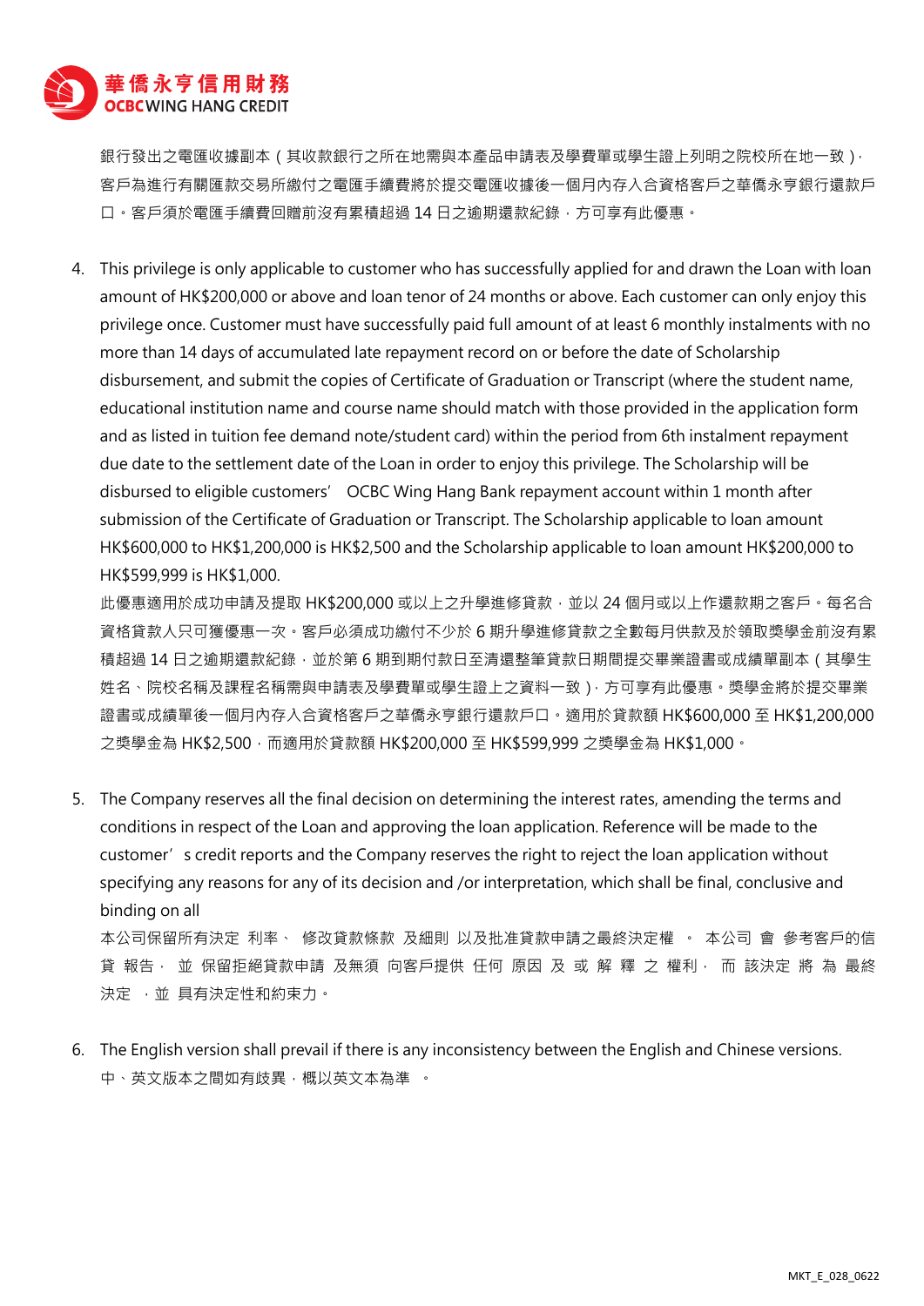銀行發出之電匯收據副本（其收款銀行之所在地需與本產品申請表及學費單或學生證上列明之院校所在地一致），客戶為進行有關匯款交易所繳付之電匯手續費將於提交電匯收據後一個月內存入合資格客戶之華僑永亨銀行還款戶口。客戶須於電匯手續費回贈前沒有累積超過 14 日之逾期還款紀錄，方可享有此優惠。

4. This privilege is only applicable to customer who has successfully applied for and drawn the Loan with loan amount of HK$200,000 or above and loan tenor of 24 months or above. Each customer can only enjoy this privilege once. Customer must have successfully paid full amount of at least 6 monthly instalments with no more than 14 days of accumulated late repayment record on or before the date of Scholarship disbursement, and submit the copies of Certificate of Graduation or Transcript (where the student name, educational institution name and course name should match with those provided in the application form and as listed in tuition fee demand note/student card) within the period from 6th instalment repayment due date to the settlement date of the Loan in order to enjoy this privilege. The Scholarship will be disbursed to eligible customers' OCBC Wing Hang Bank repayment account within 1 month after submission of the Certificate of Graduation or Transcript. The Scholarship applicable to loan amount HK$600,000 to HK$1,200,000 is HK$2,500 and the Scholarship applicable to loan amount HK$200,000 to HK$599,999 is HK$1,000.
此優惠適用於成功申請及提取 HK$200,000 或以上之升學進修貸款，並以 24 個月或以上作還款期之客戶。每名合資格貸款人只可獲優惠一次。客戶必須成功繳付不少於 6 期升學進修貸款之全數每月供款及於領取獎學金前沒有累積超過 14 日之逾期還款紀錄，並於第 6 期到期付款日至清還整筆貸款日期間提交畢業證書或成績單副本（其學生姓名、院校名稱及課程名稱需與申請表及學費單或學生證上之資料一致），方可享有此優惠。獎學金將於提交畢業證書或成績單後一個月內存入合資格客戶之華僑永亨銀行還款戶口。適用於貸款額 HK$600,000 至 HK$1,200,000 之獎學金為 HK$2,500，而適用於貸款額 HK$200,000 至 HK$599,999 之獎學金為 HK$1,000。

5. The Company reserves all the final decision on determining the interest rates, amending the terms and conditions in respect of the Loan and approving the loan application. Reference will be made to the customer's credit reports and the Company reserves the right to reject the loan application without specifying any reasons for any of its decision and /or interpretation, which shall be final, conclusive and binding on all
本公司保留所有決定 利率、 修改貸款條款 及細則 以及批准貸款申請之最終決定權 。 本公司 會 參考客戶的信貸 報告， 並 保留拒絕貸款申請 及無須 向客戶提供 任何 原因 及 或 解 釋 之 權利， 而 該決定 將 為 最終決定 ，並 具有決定性和約束力。

6. The English version shall prevail if there is any inconsistency between the English and Chinese versions.
中、英文版本之間如有歧異，概以英文本為準 。

MKT_E_028_0622